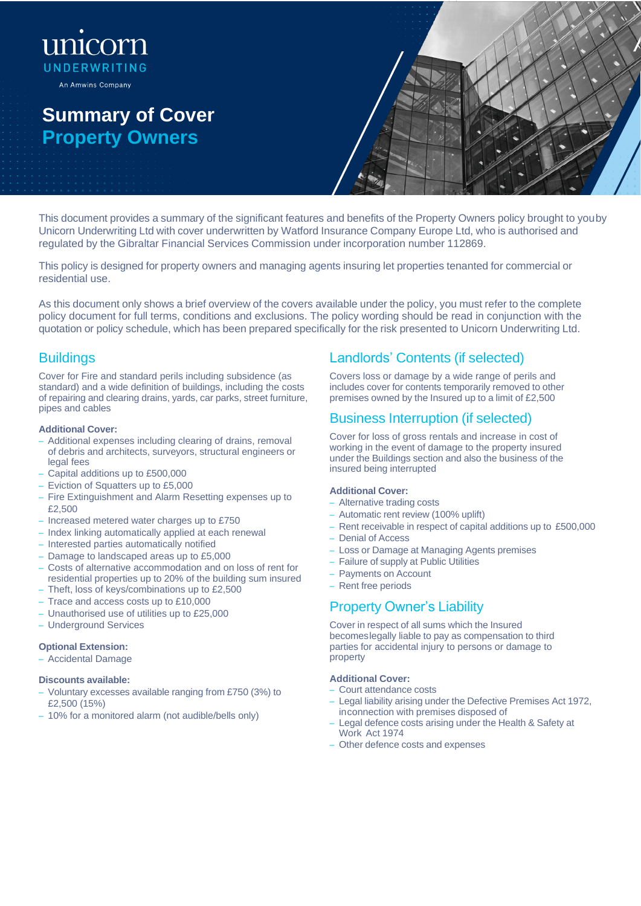unicorn
UNDERWRITING
An Amwins Company

# Summary of Cover
# Property Owners

This document provides a summary of the significant features and benefits of the Property Owners policy brought to you by Unicorn Underwriting Ltd with cover underwritten by Watford Insurance Company Europe Ltd, who is authorised and regulated by the Gibraltar Financial Services Commission under incorporation number 112869.

This policy is designed for property owners and managing agents insuring let properties tenanted for commercial or residential use.

As this document only shows a brief overview of the covers available under the policy, you must refer to the complete policy document for full terms, conditions and exclusions. The policy wording should be read in conjunction with the quotation or policy schedule, which has been prepared specifically for the risk presented to Unicorn Underwriting Ltd.

## Buildings

Cover for Fire and standard perils including subsidence (as standard) and a wide definition of buildings, including the costs of repairing and clearing drains, yards, car parks, street furniture, pipes and cables

**Additional Cover:**

- Additional expenses including clearing of drains, removal of debris and architects, surveyors, structural engineers or legal fees
- Capital additions up to £500,000
- Eviction of Squatters up to £5,000
- Fire Extinguishment and Alarm Resetting expenses up to £2,500
- Increased metered water charges up to £750
- Index linking automatically applied at each renewal
- Interested parties automatically notified
- Damage to landscaped areas up to £5,000
- Costs of alternative accommodation and on loss of rent for residential properties up to 20% of the building sum insured
- Theft, loss of keys/combinations up to £2,500
- Trace and access costs up to £10,000
- Unauthorised use of utilities up to £25,000
- Underground Services

**Optional Extension:**

- Accidental Damage

**Discounts available:**

- Voluntary excesses available ranging from £750 (3%) to £2,500 (15%)
- 10% for a monitored alarm (not audible/bells only)

## Landlords' Contents (if selected)

Covers loss or damage by a wide range of perils and includes cover for contents temporarily removed to other premises owned by the Insured up to a limit of £2,500

## Business Interruption (if selected)

Cover for loss of gross rentals and increase in cost of working in the event of damage to the property insured under the Buildings section and also the business of the insured being interrupted

**Additional Cover:**

- Alternative trading costs
- Automatic rent review (100% uplift)
- Rent receivable in respect of capital additions up to £500,000
- Denial of Access
- Loss or Damage at Managing Agents premises
- Failure of supply at Public Utilities
- Payments on Account
- Rent free periods

## Property Owner's Liability

Cover in respect of all sums which the Insured becomes legally liable to pay as compensation to third parties for accidental injury to persons or damage to property

**Additional Cover:**

- Court attendance costs
- Legal liability arising under the Defective Premises Act 1972, in connection with premises disposed of
- Legal defence costs arising under the Health & Safety at Work Act 1974
- Other defence costs and expenses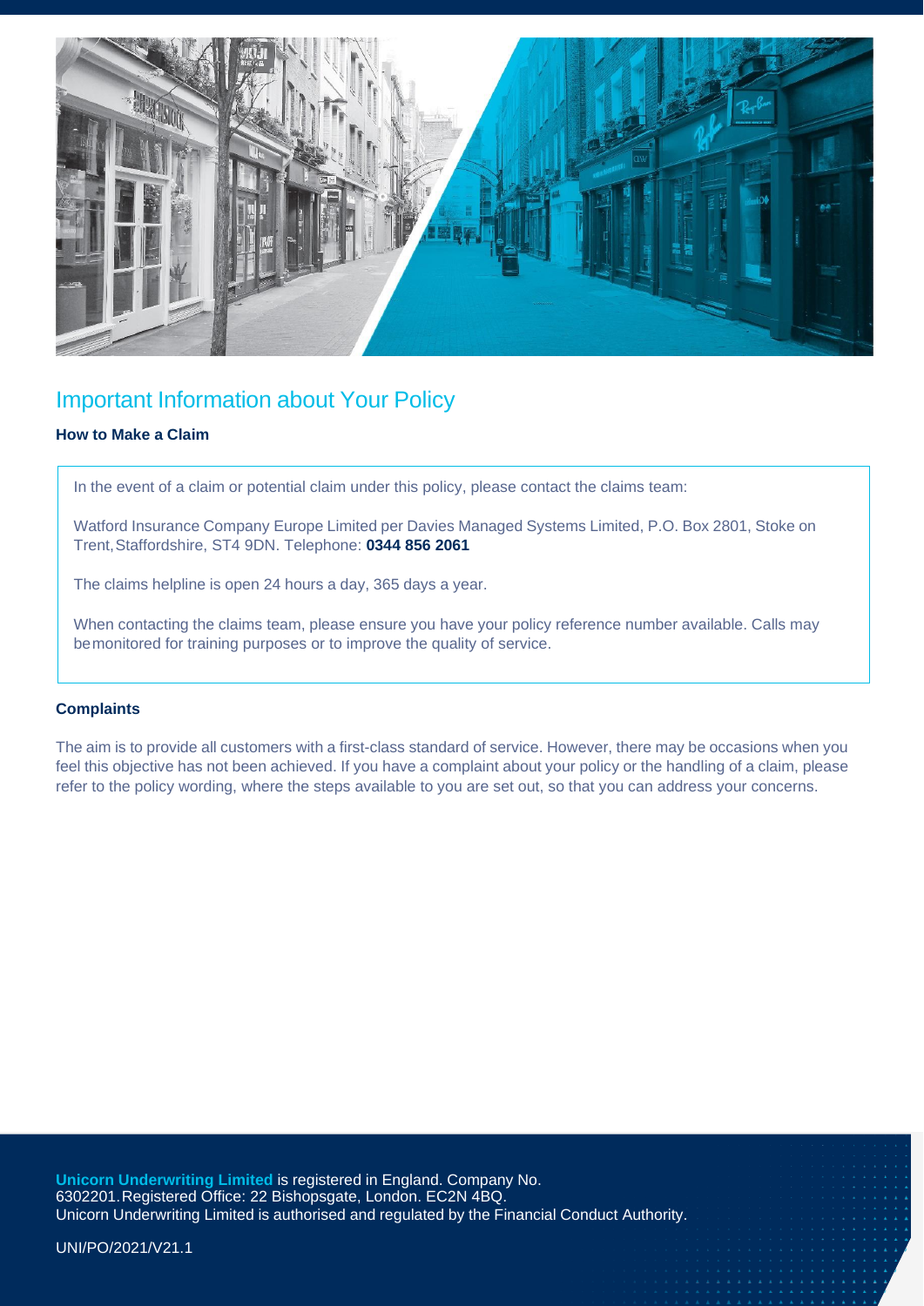## Important Information about Your Policy

### How to Make a Claim

In the event of a claim or potential claim under this policy, please contact the claims team:

Watford Insurance Company Europe Limited per Davies Managed Systems Limited, P.O. Box 2801, Stoke on Trent, Staffordshire, ST4 9DN. Telephone: **0344 856 2061**

The claims helpline is open 24 hours a day, 365 days a year.

When contacting the claims team, please ensure you have your policy reference number available. Calls may be monitored for training purposes or to improve the quality of service.

### Complaints

The aim is to provide all customers with a first-class standard of service. However, there may be occasions when you feel this objective has not been achieved. If you have a complaint about your policy or the handling of a claim, please refer to the policy wording, where the steps available to you are set out, so that you can address your concerns.

**Unicorn Underwriting Limited** is registered in England. Company No. 6302201. Registered Office: 22 Bishopsgate, London. EC2N 4BQ.
Unicorn Underwriting Limited is authorised and regulated by the Financial Conduct Authority.

UNI/PO/2021/V21.1